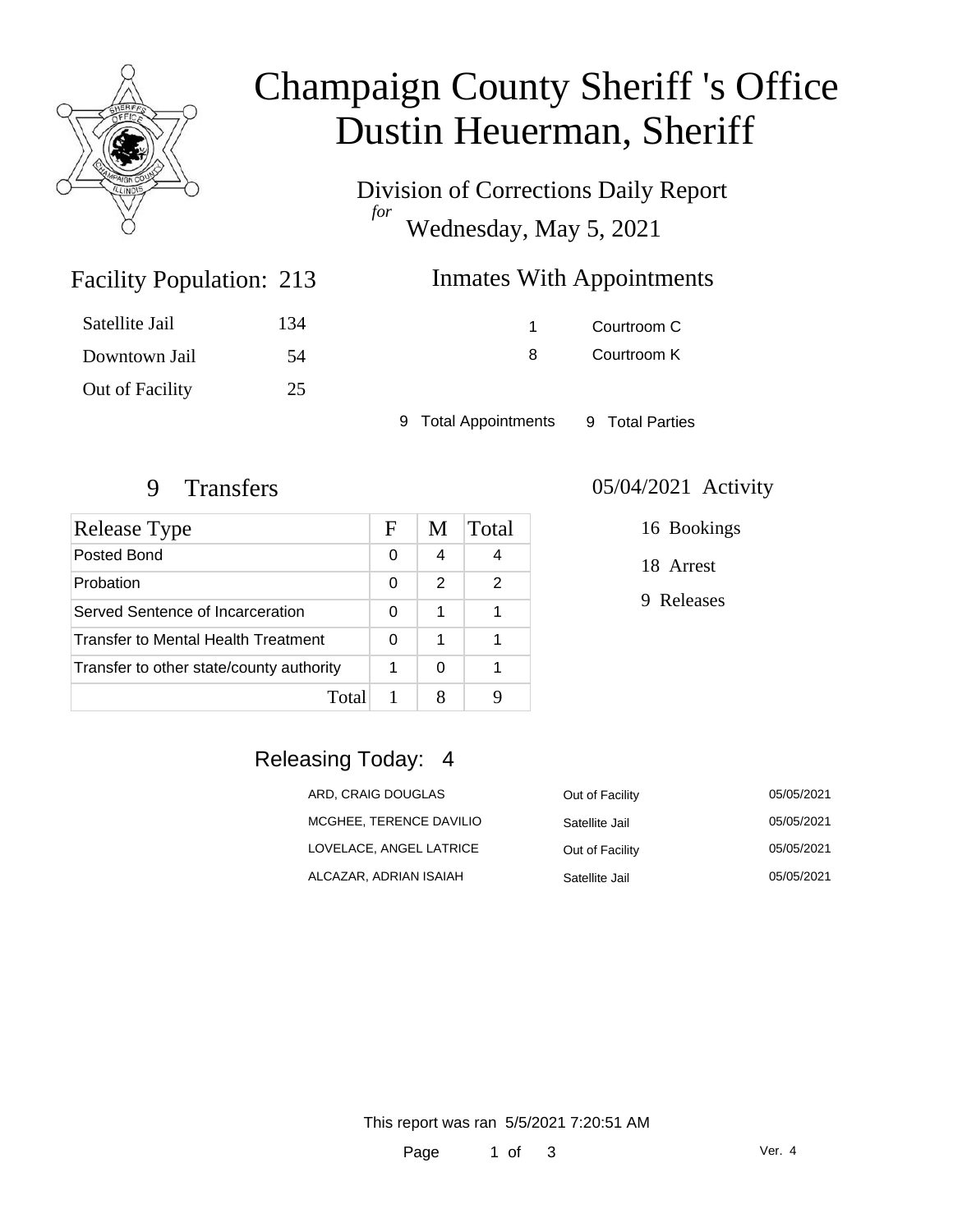# Champaign County Sheriff 's Office
# Dustin Heuerman, Sheriff

Division of Corrections Daily Report
*for*
Wednesday, May 5, 2021

## Facility Population: 213

| | |
|---|---|
| Satellite Jail | 134 |
| Downtown Jail | 54 |
| Out of Facility | 25 |

## Inmates With Appointments

| | |
|---|---|
| 1 | Courtroom C |
| 8 | Courtroom K |

9 Total Appointments    9 Total Parties

## 9 Transfers

| Release Type | F | M | Total |
|---|---|---|---|
| Posted Bond | 0 | 4 | 4 |
| Probation | 0 | 2 | 2 |
| Served Sentence of Incarceration | 0 | 1 | 1 |
| Transfer to Mental Health Treatment | 0 | 1 | 1 |
| Transfer to other state/county authority | 1 | 0 | 1 |
| Total | 1 | 8 | 9 |

## 05/04/2021 Activity

16 Bookings

18 Arrest

9 Releases

## Releasing Today: 4

| | | |
|---|---|---|
| ARD, CRAIG DOUGLAS | Out of Facility | 05/05/2021 |
| MCGHEE, TERENCE DAVILIO | Satellite Jail | 05/05/2021 |
| LOVELACE, ANGEL LATRICE | Out of Facility | 05/05/2021 |
| ALCAZAR, ADRIAN ISAIAH | Satellite Jail | 05/05/2021 |

This report was ran 5/5/2021 7:20:51 AM

Ver. 4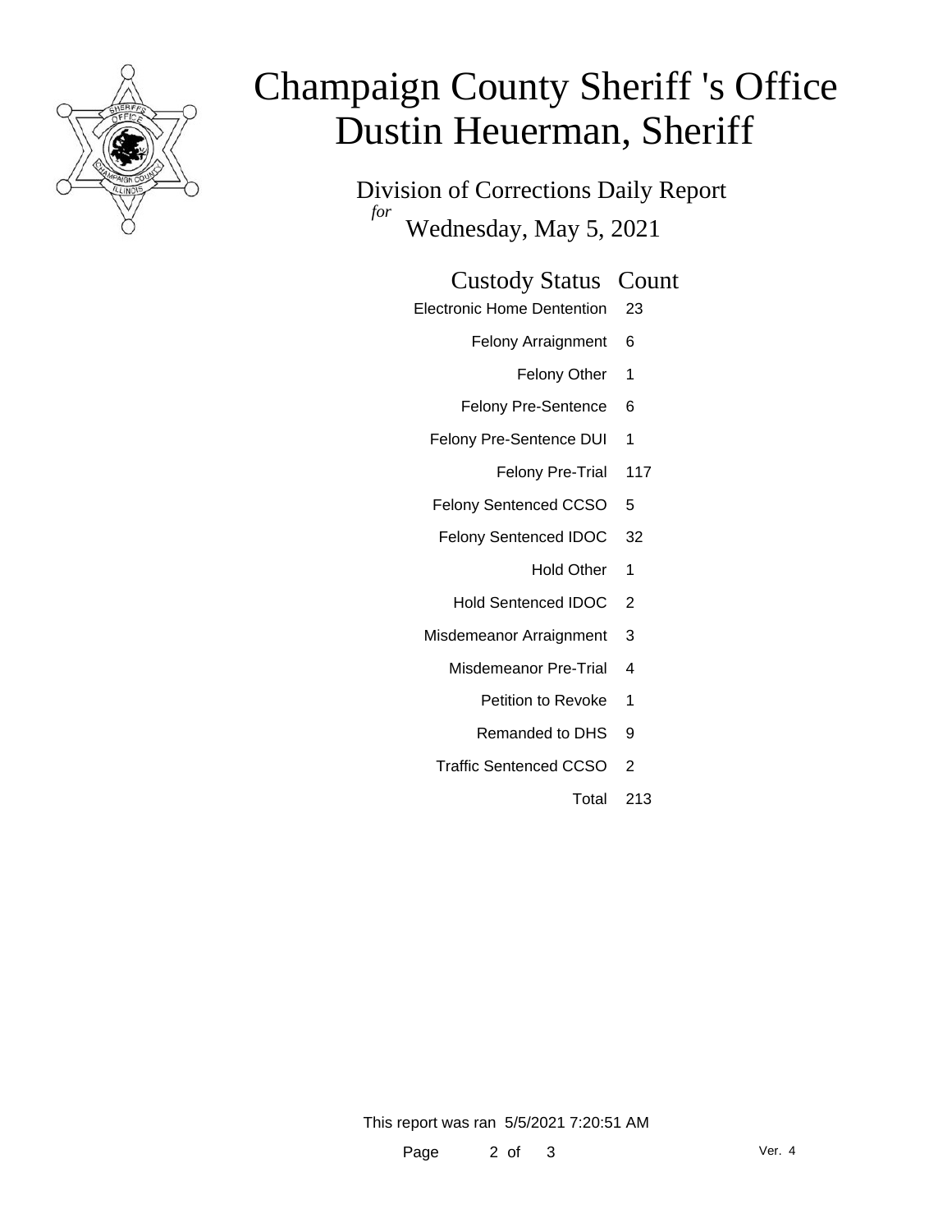# Champaign County Sheriff 's Office
# Dustin Heuerman, Sheriff

Division of Corrections Daily Report

*for*

Wednesday, May 5, 2021

| Custody Status | Count |
|---|---|
| Electronic Home Dentention | 23 |
| Felony Arraignment | 6 |
| Felony Other | 1 |
| Felony Pre-Sentence | 6 |
| Felony Pre-Sentence DUI | 1 |
| Felony Pre-Trial | 117 |
| Felony Sentenced CCSO | 5 |
| Felony Sentenced IDOC | 32 |
| Hold Other | 1 |
| Hold Sentenced IDOC | 2 |
| Misdemeanor Arraignment | 3 |
| Misdemeanor Pre-Trial | 4 |
| Petition to Revoke | 1 |
| Remanded to DHS | 9 |
| Traffic Sentenced CCSO | 2 |
| Total | 213 |

This report was ran 5/5/2021 7:20:51 AM

Ver. 4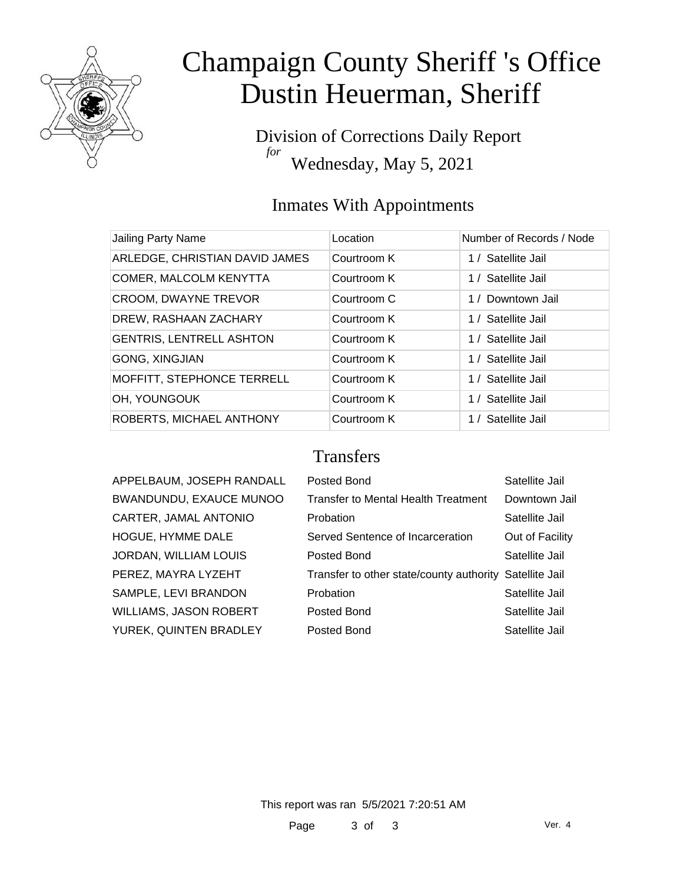# Champaign County Sheriff 's Office
# Dustin Heuerman, Sheriff

Division of Corrections Daily Report

*for*

Wednesday, May 5, 2021

## Inmates With Appointments

| Jailing Party Name | Location | Number of Records / Node |
|---|---|---|
| ARLEDGE, CHRISTIAN DAVID JAMES | Courtroom K | 1 / Satellite Jail |
| COMER, MALCOLM KENYTTA | Courtroom K | 1 / Satellite Jail |
| CROOM, DWAYNE TREVOR | Courtroom C | 1 / Downtown Jail |
| DREW, RASHAAN ZACHARY | Courtroom K | 1 / Satellite Jail |
| GENTRIS, LENTRELL ASHTON | Courtroom K | 1 / Satellite Jail |
| GONG, XINGJIAN | Courtroom K | 1 / Satellite Jail |
| MOFFITT, STEPHONCE TERRELL | Courtroom K | 1 / Satellite Jail |
| OH, YOUNGOUK | Courtroom K | 1 / Satellite Jail |
| ROBERTS, MICHAEL ANTHONY | Courtroom K | 1 / Satellite Jail |

## Transfers

| | | |
|---|---|---|
| APPELBAUM, JOSEPH RANDALL | Posted Bond | Satellite Jail |
| BWANDUNDU, EXAUCE MUNOO | Transfer to Mental Health Treatment | Downtown Jail |
| CARTER, JAMAL ANTONIO | Probation | Satellite Jail |
| HOGUE, HYMME DALE | Served Sentence of Incarceration | Out of Facility |
| JORDAN, WILLIAM LOUIS | Posted Bond | Satellite Jail |
| PEREZ, MAYRA LYZEHT | Transfer to other state/county authority | Satellite Jail |
| SAMPLE, LEVI BRANDON | Probation | Satellite Jail |
| WILLIAMS, JASON ROBERT | Posted Bond | Satellite Jail |
| YUREK, QUINTEN BRADLEY | Posted Bond | Satellite Jail |

This report was ran 5/5/2021 7:20:51 AM

Ver. 4